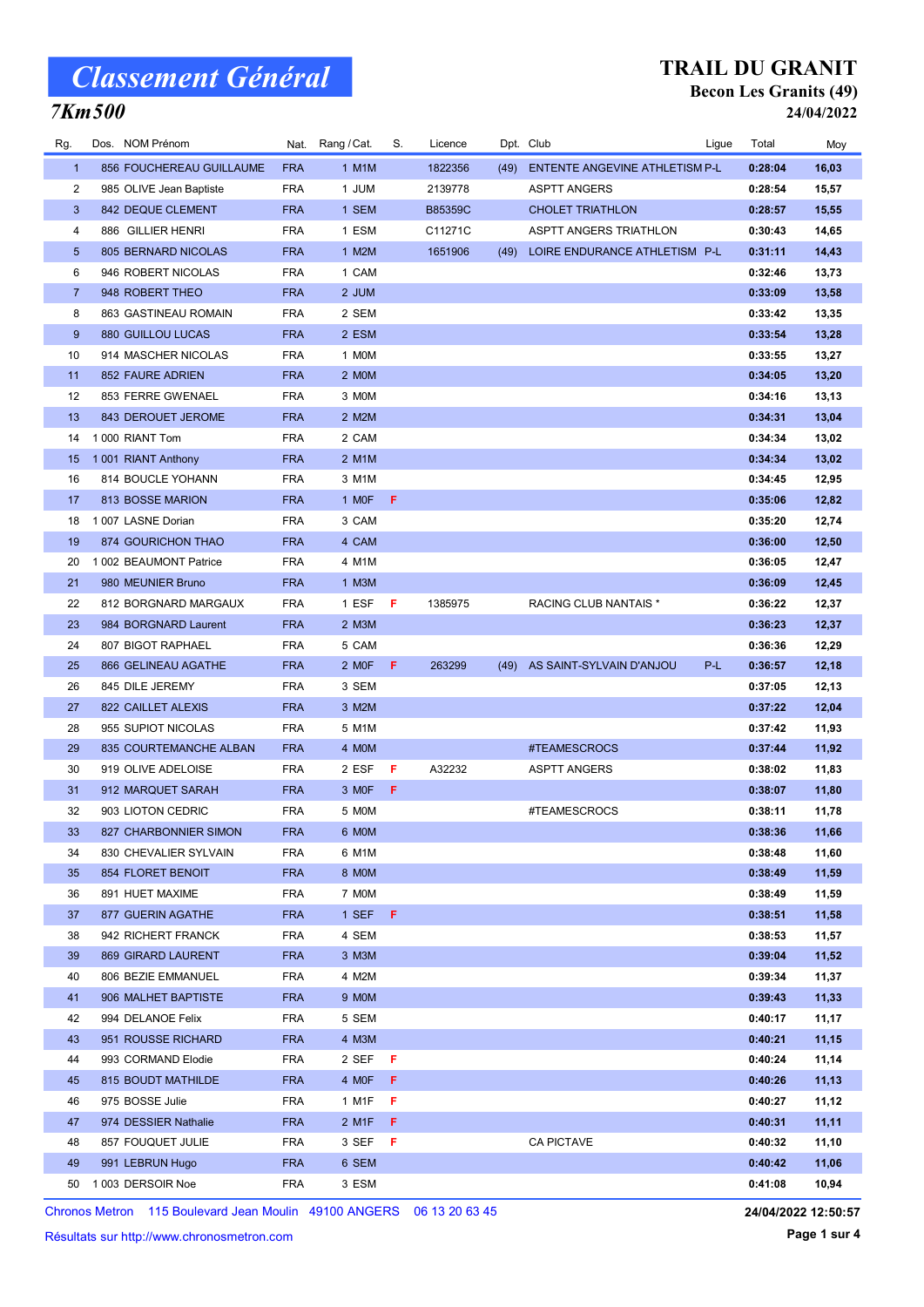# Classement Général

## 7Km500

## TRAIL DU GRANIT

### Becon Les Granits (49)

### 24/04/2022

| Rg. | Dos. | NOM Prénom | Nat. | Rang / Cat. | S. | Licence | Dpt. | Club | Ligue | Total | Moy |
|---|---|---|---|---|---|---|---|---|---|---|---|
| 1 | 856 | FOUCHEREAU GUILLAUME | FRA | 1 M1M | | 1822356 | (49) | ENTENTE ANGEVINE ATHLETISM | P-L | 0:28:04 | 16,03 |
| 2 | 985 | OLIVE Jean Baptiste | FRA | 1 JUM | | 2139778 | | ASPTT ANGERS | | 0:28:54 | 15,57 |
| 3 | 842 | DEQUE CLEMENT | FRA | 1 SEM | | B85359C | | CHOLET TRIATHLON | | 0:28:57 | 15,55 |
| 4 | 886 | GILLIER HENRI | FRA | 1 ESM | | C11271C | | ASPTT ANGERS TRIATHLON | | 0:30:43 | 14,65 |
| 5 | 805 | BERNARD NICOLAS | FRA | 1 M2M | | 1651906 | (49) | LOIRE ENDURANCE ATHLETISM | P-L | 0:31:11 | 14,43 |
| 6 | 946 | ROBERT NICOLAS | FRA | 1 CAM | | | | | | 0:32:46 | 13,73 |
| 7 | 948 | ROBERT THEO | FRA | 2 JUM | | | | | | 0:33:09 | 13,58 |
| 8 | 863 | GASTINEAU ROMAIN | FRA | 2 SEM | | | | | | 0:33:42 | 13,35 |
| 9 | 880 | GUILLOU LUCAS | FRA | 2 ESM | | | | | | 0:33:54 | 13,28 |
| 10 | 914 | MASCHER NICOLAS | FRA | 1 M0M | | | | | | 0:33:55 | 13,27 |
| 11 | 852 | FAURE ADRIEN | FRA | 2 M0M | | | | | | 0:34:05 | 13,20 |
| 12 | 853 | FERRE GWENAEL | FRA | 3 M0M | | | | | | 0:34:16 | 13,13 |
| 13 | 843 | DEROUET JEROME | FRA | 2 M2M | | | | | | 0:34:31 | 13,04 |
| 14 | 1 000 | RIANT Tom | FRA | 2 CAM | | | | | | 0:34:34 | 13,02 |
| 15 | 1 001 | RIANT Anthony | FRA | 2 M1M | | | | | | 0:34:34 | 13,02 |
| 16 | 814 | BOUCLE YOHANN | FRA | 3 M1M | | | | | | 0:34:45 | 12,95 |
| 17 | 813 | BOSSE MARION | FRA | 1 M0F | F | | | | | 0:35:06 | 12,82 |
| 18 | 1 007 | LASNE Dorian | FRA | 3 CAM | | | | | | 0:35:20 | 12,74 |
| 19 | 874 | GOURICHON THAO | FRA | 4 CAM | | | | | | 0:36:00 | 12,50 |
| 20 | 1 002 | BEAUMONT Patrice | FRA | 4 M1M | | | | | | 0:36:05 | 12,47 |
| 21 | 980 | MEUNIER Bruno | FRA | 1 M3M | | | | | | 0:36:09 | 12,45 |
| 22 | 812 | BORGNARD MARGAUX | FRA | 1 ESF | F | 1385975 | | RACING CLUB NANTAIS * | | 0:36:22 | 12,37 |
| 23 | 984 | BORGNARD Laurent | FRA | 2 M3M | | | | | | 0:36:23 | 12,37 |
| 24 | 807 | BIGOT RAPHAEL | FRA | 5 CAM | | | | | | 0:36:36 | 12,29 |
| 25 | 866 | GELINEAU AGATHE | FRA | 2 M0F | F | 263299 | (49) | AS SAINT-SYLVAIN D'ANJOU | P-L | 0:36:57 | 12,18 |
| 26 | 845 | DILE JEREMY | FRA | 3 SEM | | | | | | 0:37:05 | 12,13 |
| 27 | 822 | CAILLET ALEXIS | FRA | 3 M2M | | | | | | 0:37:22 | 12,04 |
| 28 | 955 | SUPIOT NICOLAS | FRA | 5 M1M | | | | | | 0:37:42 | 11,93 |
| 29 | 835 | COURTEMANCHE ALBAN | FRA | 4 M0M | | | | #TEAMESCROCS | | 0:37:44 | 11,92 |
| 30 | 919 | OLIVE ADELOISE | FRA | 2 ESF | F | A32232 | | ASPTT ANGERS | | 0:38:02 | 11,83 |
| 31 | 912 | MARQUET SARAH | FRA | 3 M0F | F | | | | | 0:38:07 | 11,80 |
| 32 | 903 | LIOTON CEDRIC | FRA | 5 M0M | | | | #TEAMESCROCS | | 0:38:11 | 11,78 |
| 33 | 827 | CHARBONNIER SIMON | FRA | 6 M0M | | | | | | 0:38:36 | 11,66 |
| 34 | 830 | CHEVALIER SYLVAIN | FRA | 6 M1M | | | | | | 0:38:48 | 11,60 |
| 35 | 854 | FLORET BENOIT | FRA | 8 M0M | | | | | | 0:38:49 | 11,59 |
| 36 | 891 | HUET MAXIME | FRA | 7 M0M | | | | | | 0:38:49 | 11,59 |
| 37 | 877 | GUERIN AGATHE | FRA | 1 SEF | F | | | | | 0:38:51 | 11,58 |
| 38 | 942 | RICHERT FRANCK | FRA | 4 SEM | | | | | | 0:38:53 | 11,57 |
| 39 | 869 | GIRARD LAURENT | FRA | 3 M3M | | | | | | 0:39:04 | 11,52 |
| 40 | 806 | BEZIE EMMANUEL | FRA | 4 M2M | | | | | | 0:39:34 | 11,37 |
| 41 | 906 | MALHET BAPTISTE | FRA | 9 M0M | | | | | | 0:39:43 | 11,33 |
| 42 | 994 | DELANOE Felix | FRA | 5 SEM | | | | | | 0:40:17 | 11,17 |
| 43 | 951 | ROUSSE RICHARD | FRA | 4 M3M | | | | | | 0:40:21 | 11,15 |
| 44 | 993 | CORMAND Elodie | FRA | 2 SEF | F | | | | | 0:40:24 | 11,14 |
| 45 | 815 | BOUDT MATHILDE | FRA | 4 M0F | F | | | | | 0:40:26 | 11,13 |
| 46 | 975 | BOSSE Julie | FRA | 1 M1F | F | | | | | 0:40:27 | 11,12 |
| 47 | 974 | DESSIER Nathalie | FRA | 2 M1F | F | | | | | 0:40:31 | 11,11 |
| 48 | 857 | FOUQUET JULIE | FRA | 3 SEF | F | | | CA PICTAVE | | 0:40:32 | 11,10 |
| 49 | 991 | LEBRUN Hugo | FRA | 6 SEM | | | | | | 0:40:42 | 11,06 |
| 50 | 1 003 | DERSOIR Noe | FRA | 3 ESM | | | | | | 0:41:08 | 10,94 |

Chronos Metron 115 Boulevard Jean Moulin 49100 ANGERS 06 13 20 63 45

Résultats sur http://www.chronosmetron.com

24/04/2022 12:50:57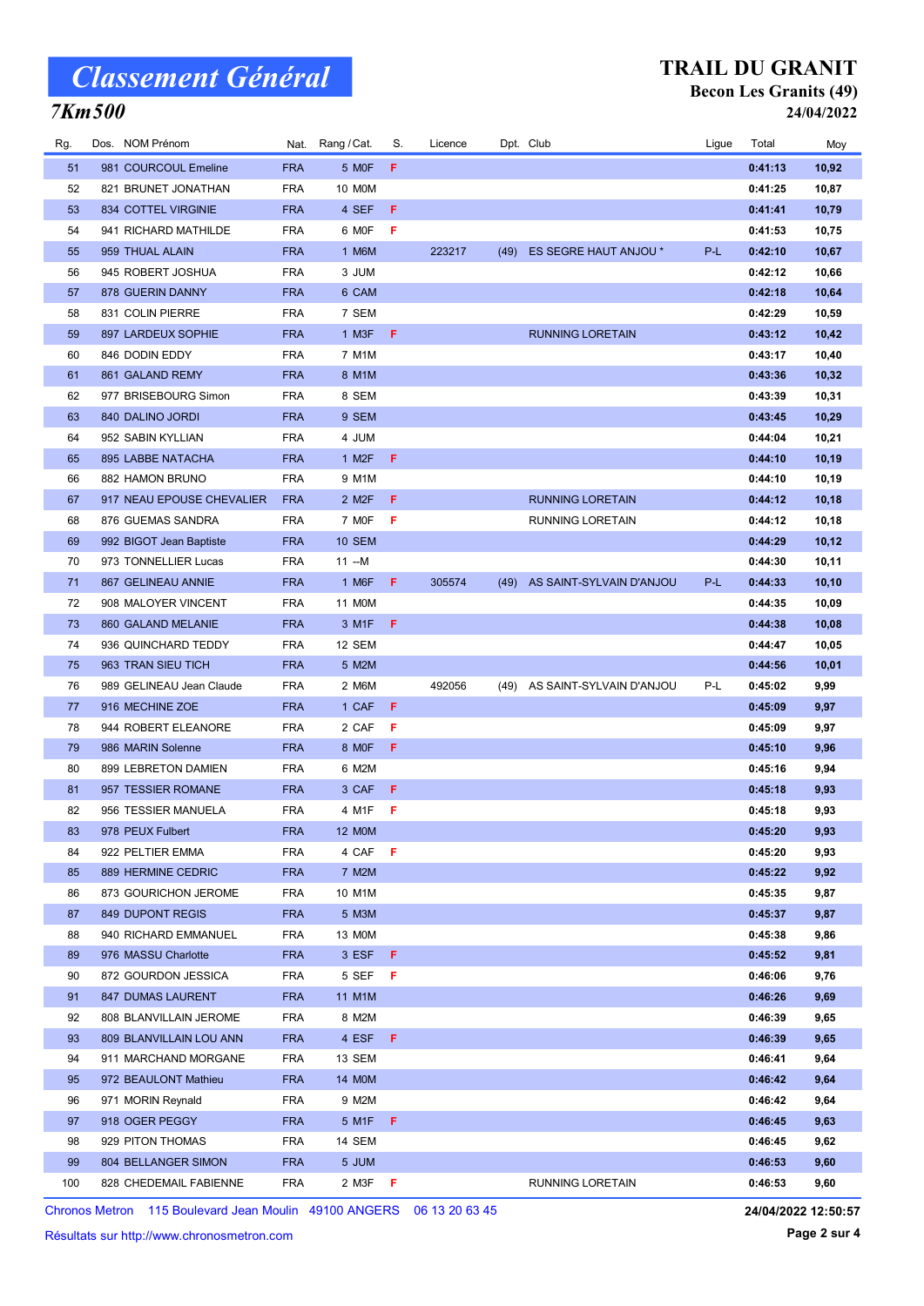# Classement Général

## 7Km500

**TRAIL DU GRANIT**
**Becon Les Granits (49)**
**24/04/2022**

| Rg. | Dos. | NOM Prénom | Nat. | Rang / Cat. | S. | Licence | Dpt. | Club | Ligue | Total | Moy |
|---|---|---|---|---|---|---|---|---|---|---|---|
| 51 | 981 | COURCOUL Emeline | FRA | 5 M0F | F | | | | | 0:41:13 | 10,92 |
| 52 | 821 | BRUNET JONATHAN | FRA | 10 M0M | | | | | | 0:41:25 | 10,87 |
| 53 | 834 | COTTEL VIRGINIE | FRA | 4 SEF | F | | | | | 0:41:41 | 10,79 |
| 54 | 941 | RICHARD MATHILDE | FRA | 6 M0F | F | | | | | 0:41:53 | 10,75 |
| 55 | 959 | THUAL ALAIN | FRA | 1 M6M | | 223217 | (49) | ES SEGRE HAUT ANJOU * | P-L | 0:42:10 | 10,67 |
| 56 | 945 | ROBERT JOSHUA | FRA | 3 JUM | | | | | | 0:42:12 | 10,66 |
| 57 | 878 | GUERIN DANNY | FRA | 6 CAM | | | | | | 0:42:18 | 10,64 |
| 58 | 831 | COLIN PIERRE | FRA | 7 SEM | | | | | | 0:42:29 | 10,59 |
| 59 | 897 | LARDEUX SOPHIE | FRA | 1 M3F | F | | | RUNNING LORETAIN | | 0:43:12 | 10,42 |
| 60 | 846 | DODIN EDDY | FRA | 7 M1M | | | | | | 0:43:17 | 10,40 |
| 61 | 861 | GALAND REMY | FRA | 8 M1M | | | | | | 0:43:36 | 10,32 |
| 62 | 977 | BRISEBOURG Simon | FRA | 8 SEM | | | | | | 0:43:39 | 10,31 |
| 63 | 840 | DALINO JORDI | FRA | 9 SEM | | | | | | 0:43:45 | 10,29 |
| 64 | 952 | SABIN KYLLIAN | FRA | 4 JUM | | | | | | 0:44:04 | 10,21 |
| 65 | 895 | LABBE NATACHA | FRA | 1 M2F | F | | | | | 0:44:10 | 10,19 |
| 66 | 882 | HAMON BRUNO | FRA | 9 M1M | | | | | | 0:44:10 | 10,19 |
| 67 | 917 | NEAU EPOUSE CHEVALIER | FRA | 2 M2F | F | | | RUNNING LORETAIN | | 0:44:12 | 10,18 |
| 68 | 876 | GUEMAS SANDRA | FRA | 7 M0F | F | | | RUNNING LORETAIN | | 0:44:12 | 10,18 |
| 69 | 992 | BIGOT Jean Baptiste | FRA | 10 SEM | | | | | | 0:44:29 | 10,12 |
| 70 | 973 | TONNELLIER Lucas | FRA | 11 --M | | | | | | 0:44:30 | 10,11 |
| 71 | 867 | GELINEAU ANNIE | FRA | 1 M6F | F | 305574 | (49) | AS SAINT-SYLVAIN D'ANJOU | P-L | 0:44:33 | 10,10 |
| 72 | 908 | MALOYER VINCENT | FRA | 11 M0M | | | | | | 0:44:35 | 10,09 |
| 73 | 860 | GALAND MELANIE | FRA | 3 M1F | F | | | | | 0:44:38 | 10,08 |
| 74 | 936 | QUINCHARD TEDDY | FRA | 12 SEM | | | | | | 0:44:47 | 10,05 |
| 75 | 963 | TRAN SIEU TICH | FRA | 5 M2M | | | | | | 0:44:56 | 10,01 |
| 76 | 989 | GELINEAU Jean Claude | FRA | 2 M6M | | 492056 | (49) | AS SAINT-SYLVAIN D'ANJOU | P-L | 0:45:02 | 9,99 |
| 77 | 916 | MECHINE ZOE | FRA | 1 CAF | F | | | | | 0:45:09 | 9,97 |
| 78 | 944 | ROBERT ELEANORE | FRA | 2 CAF | F | | | | | 0:45:09 | 9,97 |
| 79 | 986 | MARIN Solenne | FRA | 8 M0F | F | | | | | 0:45:10 | 9,96 |
| 80 | 899 | LEBRETON DAMIEN | FRA | 6 M2M | | | | | | 0:45:16 | 9,94 |
| 81 | 957 | TESSIER ROMANE | FRA | 3 CAF | F | | | | | 0:45:18 | 9,93 |
| 82 | 956 | TESSIER MANUELA | FRA | 4 M1F | F | | | | | 0:45:18 | 9,93 |
| 83 | 978 | PEUX Fulbert | FRA | 12 M0M | | | | | | 0:45:20 | 9,93 |
| 84 | 922 | PELTIER EMMA | FRA | 4 CAF | F | | | | | 0:45:20 | 9,93 |
| 85 | 889 | HERMINE CEDRIC | FRA | 7 M2M | | | | | | 0:45:22 | 9,92 |
| 86 | 873 | GOURICHON JEROME | FRA | 10 M1M | | | | | | 0:45:35 | 9,87 |
| 87 | 849 | DUPONT REGIS | FRA | 5 M3M | | | | | | 0:45:37 | 9,87 |
| 88 | 940 | RICHARD EMMANUEL | FRA | 13 M0M | | | | | | 0:45:38 | 9,86 |
| 89 | 976 | MASSU Charlotte | FRA | 3 ESF | F | | | | | 0:45:52 | 9,81 |
| 90 | 872 | GOURDON JESSICA | FRA | 5 SEF | F | | | | | 0:46:06 | 9,76 |
| 91 | 847 | DUMAS LAURENT | FRA | 11 M1M | | | | | | 0:46:26 | 9,69 |
| 92 | 808 | BLANVILLAIN JEROME | FRA | 8 M2M | | | | | | 0:46:39 | 9,65 |
| 93 | 809 | BLANVILLAIN LOU ANN | FRA | 4 ESF | F | | | | | 0:46:39 | 9,65 |
| 94 | 911 | MARCHAND MORGANE | FRA | 13 SEM | | | | | | 0:46:41 | 9,64 |
| 95 | 972 | BEAULONT Mathieu | FRA | 14 M0M | | | | | | 0:46:42 | 9,64 |
| 96 | 971 | MORIN Reynald | FRA | 9 M2M | | | | | | 0:46:42 | 9,64 |
| 97 | 918 | OGER PEGGY | FRA | 5 M1F | F | | | | | 0:46:45 | 9,63 |
| 98 | 929 | PITON THOMAS | FRA | 14 SEM | | | | | | 0:46:45 | 9,62 |
| 99 | 804 | BELLANGER SIMON | FRA | 5 JUM | | | | | | 0:46:53 | 9,60 |
| 100 | 828 | CHEDEMAIL FABIENNE | FRA | 2 M3F | F | | | RUNNING LORETAIN | | 0:46:53 | 9,60 |

Chronos Metron 115 Boulevard Jean Moulin 49100 ANGERS 06 13 20 63 45

Résultats sur http://www.chronosmetron.com

**24/04/2022 12:50:57**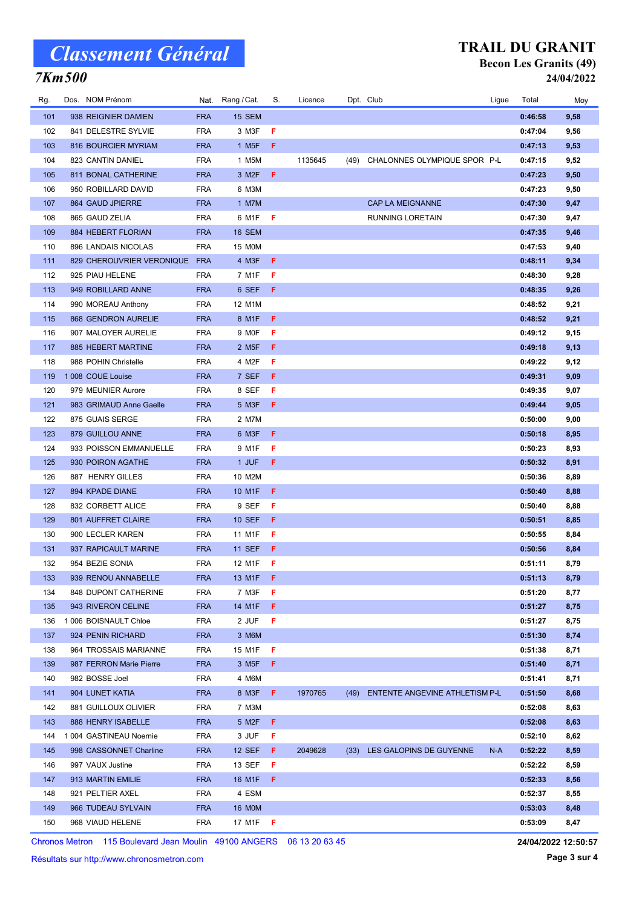# Classement Général

## 7Km500

**TRAIL DU GRANIT**
**Becon Les Granits (49)**
**24/04/2022**

| Rg. | Dos. | NOM Prénom | Nat. | Rang / Cat. | S. | Licence | Dpt. | Club | Ligue | Total | Moy |
|---|---|---|---|---|---|---|---|---|---|---|---|
| 101 | 938 | REIGNIER DAMIEN | FRA | 15 SEM | | | | | | 0:46:58 | 9,58 |
| 102 | 841 | DELESTRE SYLVIE | FRA | 3 M3F | F | | | | | 0:47:04 | 9,56 |
| 103 | 816 | BOURCIER MYRIAM | FRA | 1 M5F | F | | | | | 0:47:13 | 9,53 |
| 104 | 823 | CANTIN DANIEL | FRA | 1 M5M | | 1135645 | (49) | CHALONNES OLYMPIQUE SPOR | P-L | 0:47:15 | 9,52 |
| 105 | 811 | BONAL CATHERINE | FRA | 3 M2F | F | | | | | 0:47:23 | 9,50 |
| 106 | 950 | ROBILLARD DAVID | FRA | 6 M3M | | | | | | 0:47:23 | 9,50 |
| 107 | 864 | GAUD JPIERRE | FRA | 1 M7M | | | | CAP LA MEIGNANNE | | 0:47:30 | 9,47 |
| 108 | 865 | GAUD ZELIA | FRA | 6 M1F | F | | | RUNNING LORETAIN | | 0:47:30 | 9,47 |
| 109 | 884 | HEBERT FLORIAN | FRA | 16 SEM | | | | | | 0:47:35 | 9,46 |
| 110 | 896 | LANDAIS NICOLAS | FRA | 15 M0M | | | | | | 0:47:53 | 9,40 |
| 111 | 829 | CHEROUVRIER VERONIQUE | FRA | 4 M3F | F | | | | | 0:48:11 | 9,34 |
| 112 | 925 | PIAU HELENE | FRA | 7 M1F | F | | | | | 0:48:30 | 9,28 |
| 113 | 949 | ROBILLARD ANNE | FRA | 6 SEF | F | | | | | 0:48:35 | 9,26 |
| 114 | 990 | MOREAU Anthony | FRA | 12 M1M | | | | | | 0:48:52 | 9,21 |
| 115 | 868 | GENDRON AURELIE | FRA | 8 M1F | F | | | | | 0:48:52 | 9,21 |
| 116 | 907 | MALOYER AURELIE | FRA | 9 M0F | F | | | | | 0:49:12 | 9,15 |
| 117 | 885 | HEBERT MARTINE | FRA | 2 M5F | F | | | | | 0:49:18 | 9,13 |
| 118 | 988 | POHIN Christelle | FRA | 4 M2F | F | | | | | 0:49:22 | 9,12 |
| 119 | 1 008 | COUE Louise | FRA | 7 SEF | F | | | | | 0:49:31 | 9,09 |
| 120 | 979 | MEUNIER Aurore | FRA | 8 SEF | F | | | | | 0:49:35 | 9,07 |
| 121 | 983 | GRIMAUD Anne Gaelle | FRA | 5 M3F | F | | | | | 0:49:44 | 9,05 |
| 122 | 875 | GUAIS SERGE | FRA | 2 M7M | | | | | | 0:50:00 | 9,00 |
| 123 | 879 | GUILLOU ANNE | FRA | 6 M3F | F | | | | | 0:50:18 | 8,95 |
| 124 | 933 | POISSON EMMANUELLE | FRA | 9 M1F | F | | | | | 0:50:23 | 8,93 |
| 125 | 930 | POIRON AGATHE | FRA | 1 JUF | F | | | | | 0:50:32 | 8,91 |
| 126 | 887 | HENRY GILLES | FRA | 10 M2M | | | | | | 0:50:36 | 8,89 |
| 127 | 894 | KPADE DIANE | FRA | 10 M1F | F | | | | | 0:50:40 | 8,88 |
| 128 | 832 | CORBETT ALICE | FRA | 9 SEF | F | | | | | 0:50:40 | 8,88 |
| 129 | 801 | AUFFRET CLAIRE | FRA | 10 SEF | F | | | | | 0:50:51 | 8,85 |
| 130 | 900 | LECLER KAREN | FRA | 11 M1F | F | | | | | 0:50:55 | 8,84 |
| 131 | 937 | RAPICAULT MARINE | FRA | 11 SEF | F | | | | | 0:50:56 | 8,84 |
| 132 | 954 | BEZIE SONIA | FRA | 12 M1F | F | | | | | 0:51:11 | 8,79 |
| 133 | 939 | RENOU ANNABELLE | FRA | 13 M1F | F | | | | | 0:51:13 | 8,79 |
| 134 | 848 | DUPONT CATHERINE | FRA | 7 M3F | F | | | | | 0:51:20 | 8,77 |
| 135 | 943 | RIVERON CELINE | FRA | 14 M1F | F | | | | | 0:51:27 | 8,75 |
| 136 | 1 006 | BOISNAULT Chloe | FRA | 2 JUF | F | | | | | 0:51:27 | 8,75 |
| 137 | 924 | PENIN RICHARD | FRA | 3 M6M | | | | | | 0:51:30 | 8,74 |
| 138 | 964 | TROSSAIS MARIANNE | FRA | 15 M1F | F | | | | | 0:51:38 | 8,71 |
| 139 | 987 | FERRON Marie Pierre | FRA | 3 M5F | F | | | | | 0:51:40 | 8,71 |
| 140 | 982 | BOSSE Joel | FRA | 4 M6M | | | | | | 0:51:41 | 8,71 |
| 141 | 904 | LUNET KATIA | FRA | 8 M3F | F | 1970765 | (49) | ENTENTE ANGEVINE ATHLETISM | P-L | 0:51:50 | 8,68 |
| 142 | 881 | GUILLOUX OLIVIER | FRA | 7 M3M | | | | | | 0:52:08 | 8,63 |
| 143 | 888 | HENRY ISABELLE | FRA | 5 M2F | F | | | | | 0:52:08 | 8,63 |
| 144 | 1 004 | GASTINEAU Noemie | FRA | 3 JUF | F | | | | | 0:52:10 | 8,62 |
| 145 | 998 | CASSONNET Charline | FRA | 12 SEF | F | 2049628 | (33) | LES GALOPINS DE GUYENNE | N-A | 0:52:22 | 8,59 |
| 146 | 997 | VAUX Justine | FRA | 13 SEF | F | | | | | 0:52:22 | 8,59 |
| 147 | 913 | MARTIN EMILIE | FRA | 16 M1F | F | | | | | 0:52:33 | 8,56 |
| 148 | 921 | PELTIER AXEL | FRA | 4 ESM | | | | | | 0:52:37 | 8,55 |
| 149 | 966 | TUDEAU SYLVAIN | FRA | 16 M0M | | | | | | 0:53:03 | 8,48 |
| 150 | 968 | VIAUD HELENE | FRA | 17 M1F | F | | | | | 0:53:09 | 8,47 |

Chronos Metron 115 Boulevard Jean Moulin 49100 ANGERS 06 13 20 63 45

Résultats sur http://www.chronosmetron.com

24/04/2022 12:50:57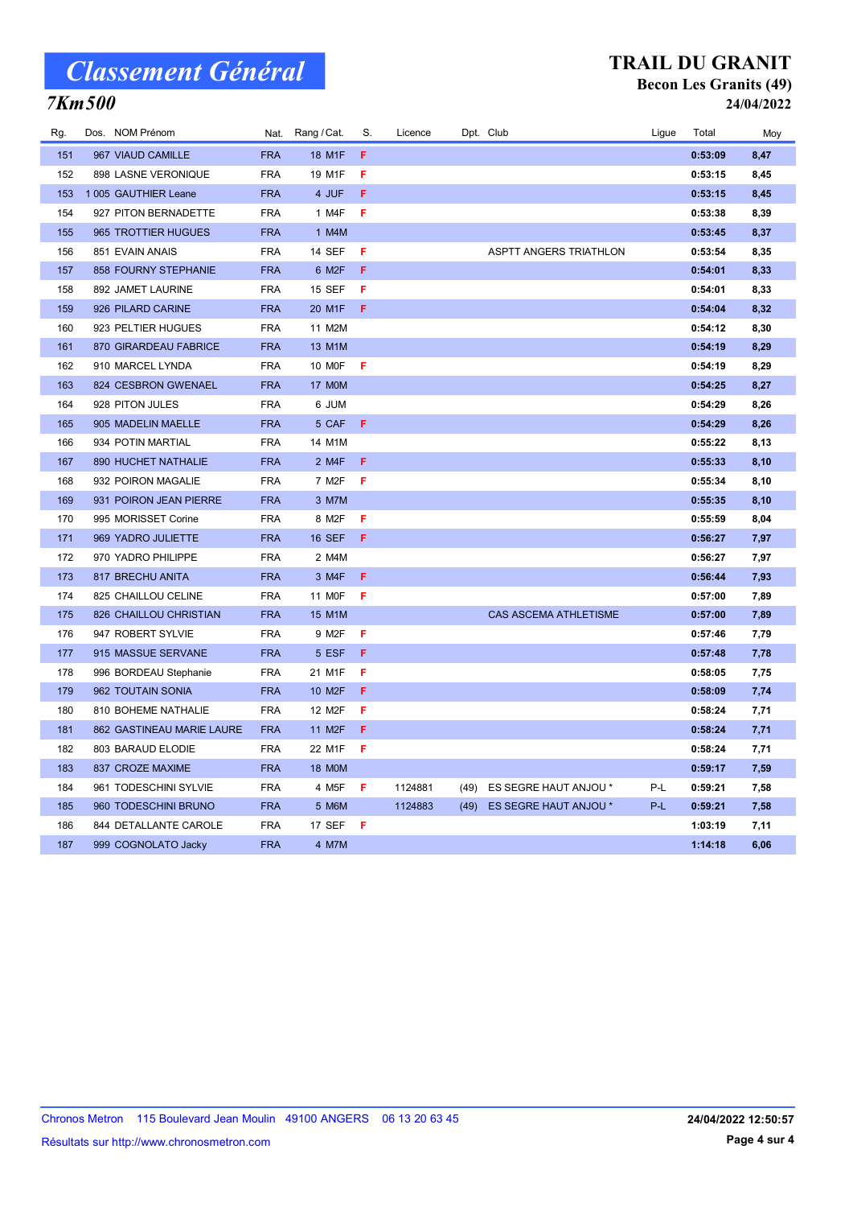# Classement Général

## 7Km500

## TRAIL DU GRANIT

### Becon Les Granits (49)

### 24/04/2022

| Rg. | Dos. | NOM Prénom | Nat. | Rang / Cat. | S. | Licence | Dpt. | Club | Ligue | Total | Moy |
|---|---|---|---|---|---|---|---|---|---|---|---|
| 151 | 967 | VIAUD CAMILLE | FRA | 18 M1F | F | | | | | 0:53:09 | 8,47 |
| 152 | 898 | LASNE VERONIQUE | FRA | 19 M1F | F | | | | | 0:53:15 | 8,45 |
| 153 | 1 005 | GAUTHIER Leane | FRA | 4 JUF | F | | | | | 0:53:15 | 8,45 |
| 154 | 927 | PITON BERNADETTE | FRA | 1 M4F | F | | | | | 0:53:38 | 8,39 |
| 155 | 965 | TROTTIER HUGUES | FRA | 1 M4M | | | | | | 0:53:45 | 8,37 |
| 156 | 851 | EVAIN ANAIS | FRA | 14 SEF | F | | | ASPTT ANGERS TRIATHLON | | 0:53:54 | 8,35 |
| 157 | 858 | FOURNY STEPHANIE | FRA | 6 M2F | F | | | | | 0:54:01 | 8,33 |
| 158 | 892 | JAMET LAURINE | FRA | 15 SEF | F | | | | | 0:54:01 | 8,33 |
| 159 | 926 | PILARD CARINE | FRA | 20 M1F | F | | | | | 0:54:04 | 8,32 |
| 160 | 923 | PELTIER HUGUES | FRA | 11 M2M | | | | | | 0:54:12 | 8,30 |
| 161 | 870 | GIRARDEAU FABRICE | FRA | 13 M1M | | | | | | 0:54:19 | 8,29 |
| 162 | 910 | MARCEL LYNDA | FRA | 10 M0F | F | | | | | 0:54:19 | 8,29 |
| 163 | 824 | CESBRON GWENAEL | FRA | 17 M0M | | | | | | 0:54:25 | 8,27 |
| 164 | 928 | PITON JULES | FRA | 6 JUM | | | | | | 0:54:29 | 8,26 |
| 165 | 905 | MADELIN MAELLE | FRA | 5 CAF | F | | | | | 0:54:29 | 8,26 |
| 166 | 934 | POTIN MARTIAL | FRA | 14 M1M | | | | | | 0:55:22 | 8,13 |
| 167 | 890 | HUCHET NATHALIE | FRA | 2 M4F | F | | | | | 0:55:33 | 8,10 |
| 168 | 932 | POIRON MAGALIE | FRA | 7 M2F | F | | | | | 0:55:34 | 8,10 |
| 169 | 931 | POIRON JEAN PIERRE | FRA | 3 M7M | | | | | | 0:55:35 | 8,10 |
| 170 | 995 | MORISSET Corine | FRA | 8 M2F | F | | | | | 0:55:59 | 8,04 |
| 171 | 969 | YADRO JULIETTE | FRA | 16 SEF | F | | | | | 0:56:27 | 7,97 |
| 172 | 970 | YADRO PHILIPPE | FRA | 2 M4M | | | | | | 0:56:27 | 7,97 |
| 173 | 817 | BRECHU ANITA | FRA | 3 M4F | F | | | | | 0:56:44 | 7,93 |
| 174 | 825 | CHAILLOU CELINE | FRA | 11 M0F | F | | | | | 0:57:00 | 7,89 |
| 175 | 826 | CHAILLOU CHRISTIAN | FRA | 15 M1M | | | | CAS ASCEMA ATHLETISME | | 0:57:00 | 7,89 |
| 176 | 947 | ROBERT SYLVIE | FRA | 9 M2F | F | | | | | 0:57:46 | 7,79 |
| 177 | 915 | MASSUE SERVANE | FRA | 5 ESF | F | | | | | 0:57:48 | 7,78 |
| 178 | 996 | BORDEAU Stephanie | FRA | 21 M1F | F | | | | | 0:58:05 | 7,75 |
| 179 | 962 | TOUTAIN SONIA | FRA | 10 M2F | F | | | | | 0:58:09 | 7,74 |
| 180 | 810 | BOHEME NATHALIE | FRA | 12 M2F | F | | | | | 0:58:24 | 7,71 |
| 181 | 862 | GASTINEAU MARIE LAURE | FRA | 11 M2F | F | | | | | 0:58:24 | 7,71 |
| 182 | 803 | BARAUD ELODIE | FRA | 22 M1F | F | | | | | 0:58:24 | 7,71 |
| 183 | 837 | CROZE MAXIME | FRA | 18 M0M | | | | | | 0:59:17 | 7,59 |
| 184 | 961 | TODESCHINI SYLVIE | FRA | 4 M5F | F | 1124881 | (49) | ES SEGRE HAUT ANJOU * | P-L | 0:59:21 | 7,58 |
| 185 | 960 | TODESCHINI BRUNO | FRA | 5 M6M | | 1124883 | (49) | ES SEGRE HAUT ANJOU * | P-L | 0:59:21 | 7,58 |
| 186 | 844 | DETALLANTE CAROLE | FRA | 17 SEF | F | | | | | 1:03:19 | 7,11 |
| 187 | 999 | COGNOLATO Jacky | FRA | 4 M7M | | | | | | 1:14:18 | 6,06 |

Chronos Metron 115 Boulevard Jean Moulin 49100 ANGERS 06 13 20 63 45

Résultats sur http://www.chronosmetron.com

24/04/2022 12:50:57